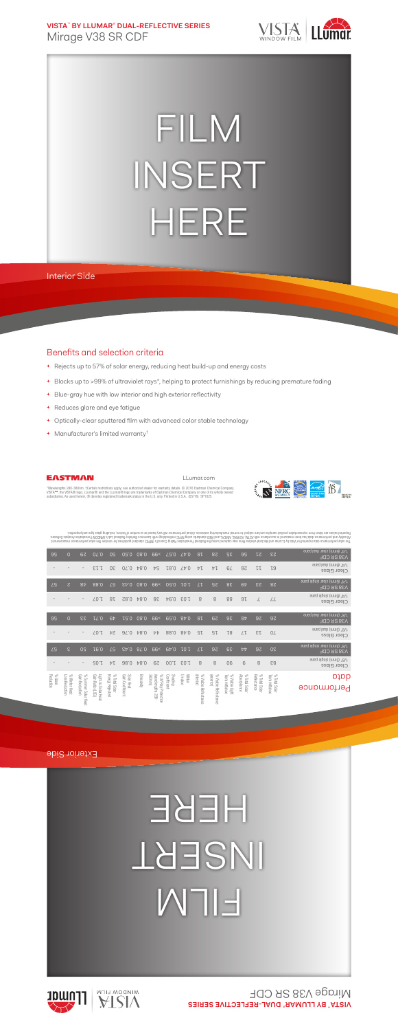**VISTA™ BY LLUMAR® DUAL-REFLECTIVE SERIES**

Mirage V38 SR CDF

# FILM INSERT HERE

Interior Side

## Benefits and selection criteria

- Rejects up to 57% of solar energy, reducing heat build-up and energy costs
- Blocks up to >99% of ultraviolet rays*, helping to protect furnishings by reducing premature fading
- Blue-gray hue with low interior and high exterior reflectivity
- Reduces glare and eye fatigue
- Optically-clear sputtered film with advanced color stable technology
- Manufacturer's limited warranty†

EASTMAN

LLumar.com

*Wavelengths 280-380nm. †Certain restrictions apply; see authorized dealer for warranty details. © 2016 Eastman Chemical Company. VISTA™, the VISTA® logo, LLumar® and the LLumar® logo are trademarks of Eastman Chemical Company or one of its wholly owned subsidiaries. As used herein, ® denotes registered trademark status in the U.S. only. Printed in U.S.A. (25/16) SP1025

## Performance data

| | % Total Solar Transmittance | % Total Solar Reflectance | % Total Solar Absorptance | % Visible Light Transmittance | % Visible Reflectance (exterior) | % Visible Reflectance (interior) | Winter U-Value | Shading Coefficient | % UV Rejection (weighted to 380nm) | Emissivity | Solar Heat Gain Coefficient | % Total Solar Energy Rejected | Light to Solar Heat Gain Ratio (LSG) | % Reduction in Solar Heat Gain | % Winter Heat Loss Reduction | % Glare Reduction |
|---|---|---|---|---|---|---|---|---|---|---|---|---|---|---|---|---|
| Clear Glass 1/8" (3mm) single pane | 83 | 8 | 9 | 90 | 8 | 8 | 1.03 | 1.00 | 29 | 0.84 | 0.86 | 14 | 1.05 | - | - | - |
| V38 SR CDF 1/8" (3mm) single pane | 30 | 26 | 44 | 39 | 39 | 17 | 1.01 | 0.49 | >99 | 0.78 | 0.43 | 57 | 0.91 | 50 | 3 | 57 |
| Clear Glass 1/8" (3mm) dual pane | 70 | 13 | 17 | 81 | 15 | 15 | 0.49 | 0.88 | 44 | 0.84 | 0.76 | 24 | 1.07 | - | - | - |
| V38 SR CDF 1/8" (3mm) dual pane | 26 | 26 | 48 | 36 | 29 | 18 | 0.48 | 0.59 | >99 | 0.80 | 0.51 | 49 | 1.71 | 33 | 0 | 56 |
| Clear Glass 1/4" (6mm) single pane | 77 | 7 | 16 | 88 | 8 | 8 | 1.01 | 0.94 | 38 | 0.84 | 0.82 | 18 | 1.07 | - | - | - |
| V38 SR CDF 1/4" (6mm) single pane | 28 | 23 | 49 | 38 | 25 | 17 | 1.01 | 0.50 | >99 | 0.80 | 0.43 | 57 | 0.88 | 48 | 2 | 57 |
| Clear Glass 1/4" (6mm) dual pane | 61 | 11 | 22 | 79 | 14 | 14 | 0.47 | 0.81 | 54 | 0.84 | 0.70 | 30 | 1.13 | - | - | - |
| V38 SR CDF 1/4" (6mm) dual pane | 23 | 21 | 56 | 35 | 28 | 18 | 0.47 | 0.57 | >99 | 0.80 | 0.50 | 50 | 1.70 | 29 | 0 | 56 |

The solar performance data reported for Vista by LLumar architectural window films was captured using the National Fenestration Rating Council's (NFRC) standard guidelines for window film solar performance measurement. All safety and performance data have been measured in accordance with ASTM, ANSI/NFRC standards using NFRC methodology with Lawrence Berkeley National Lab's WINDOW Fenestration Analysis Software. Reported values are taken from representative product samples and are subject to normal manufacturing variances. Actual performance will vary based on a number of factors, including glass type and properties.

Exterior Side

# FILM INSERT HERE

**VISTA™ BY LLUMAR® DUAL-REFLECTIVE SERIES**

Mirage V38 SR CDF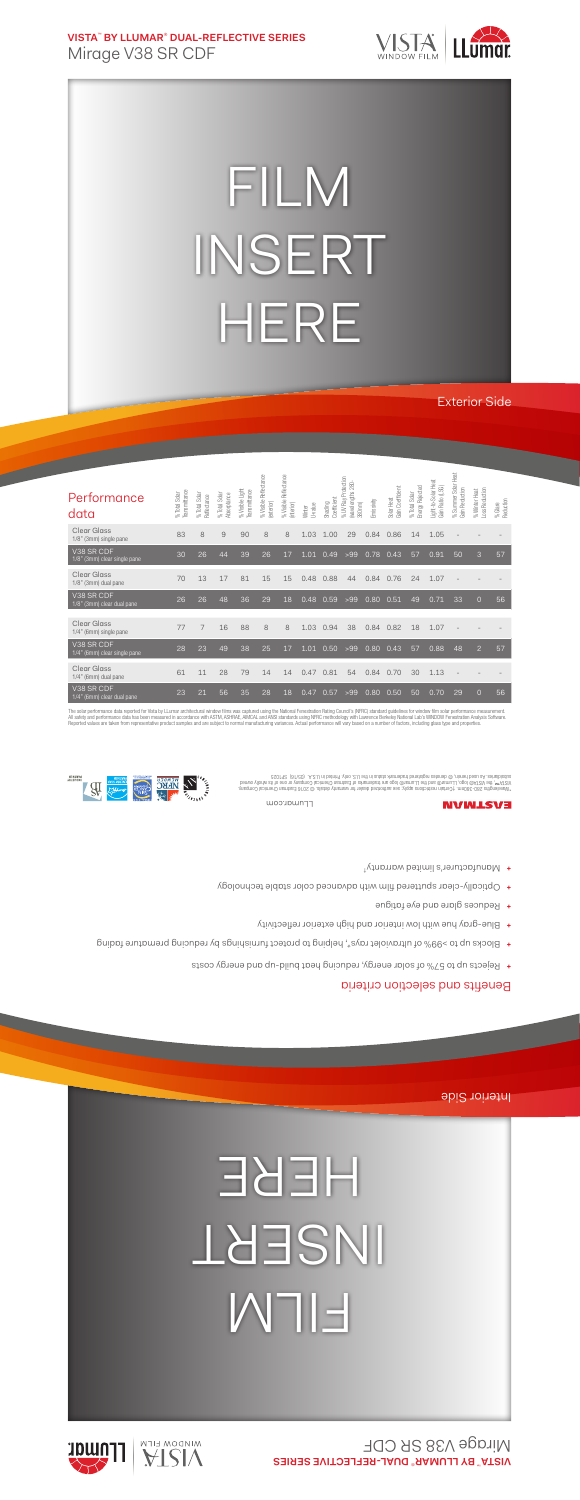**VISTA™ BY LLUMAR® DUAL-REFLECTIVE SERIES**
Mirage V38 SR CDF

# FILM INSERT HERE

Exterior Side

## Performance data

| | % Total Solar Transmittance | % Total Solar Reflectance | % Total Solar Absorptance | % Visible Light Transmittance | % Visible Reflectance (exterior) | % Visible Reflectance (interior) | Winter U-value | Shading Coefficient | % UV Ray Reduction wavelengths 280-380nm | Emissivity | Solar Heat Gain Coefficient | % Total Solar Energy Rejected | Light to Solar Heat Gain Ratio (LSG) | % Summer Solar Heat Gain Reduction | % Winter Heat Loss Reduction | % Glare Reduction |
|---|---|---|---|---|---|---|---|---|---|---|---|---|---|---|---|---|
| Clear Glass 1/8" (3mm) single pane | 83 | 8 | 9 | 90 | 8 | 8 | 1.03 | 1.00 | 29 | 0.84 | 0.86 | 14 | 1.05 | - | - | - |
| V38 SR CDF 1/8" (3mm) clear single pane | 30 | 26 | 44 | 39 | 26 | 17 | 1.01 | 0.49 | >99 | 0.78 | 0.43 | 57 | 0.91 | 50 | 3 | 57 |
| Clear Glass 1/8" (3mm) dual pane | 70 | 13 | 17 | 81 | 15 | 15 | 0.48 | 0.88 | 44 | 0.84 | 0.76 | 24 | 1.07 | - | - | - |
| V38 SR CDF 1/8" (3mm) clear dual pane | 26 | 26 | 48 | 36 | 29 | 18 | 0.48 | 0.59 | >99 | 0.80 | 0.51 | 49 | 0.71 | 33 | 0 | 56 |
| Clear Glass 1/4" (6mm) single pane | 77 | 7 | 16 | 88 | 8 | 8 | 1.03 | 0.94 | 38 | 0.84 | 0.82 | 18 | 1.07 | - | - | - |
| V38 SR CDF 1/4" (6mm) clear single pane | 28 | 23 | 49 | 38 | 25 | 17 | 1.01 | 0.50 | >99 | 0.80 | 0.43 | 57 | 0.88 | 48 | 2 | 57 |
| Clear Glass 1/4" (6mm) dual pane | 61 | 11 | 28 | 79 | 14 | 14 | 0.47 | 0.81 | 54 | 0.84 | 0.70 | 30 | 1.13 | - | - | - |
| V38 SR CDF 1/4" (6mm) clear dual pane | 23 | 21 | 56 | 35 | 28 | 18 | 0.47 | 0.57 | >99 | 0.80 | 0.50 | 50 | 0.70 | 29 | 0 | 56 |

The solar performance data reported for Vista by LLumar architectural window films was captured using the National Fenestration Rating Council's (NFRC) standard guidelines for window film solar performance measurement. All safety and performance data has been measured in accordance with ASTM, ASHRAE, AIMCAL and ANSI standards using NFRC methodology with Lawrence Berkeley National Lab's WINDOW Fenestration Analysis Software. Reported values are taken from representative product samples and are subject to normal manufacturing variances. Actual performance will vary based on a number of factors, including glass type and properties.

EASTMAN

LLumar.com

[1]Wavelengths 280-380nm. [2]Certain restrictions apply, see authorized dealer for warranty details. ©2018 Eastman Chemical Company or its subsidiaries. All rights reserved. VISTA™, the VISTA® logo, LLumar® and the LLumar® logo are trademarks of Eastman Chemical Company or one of its wholly owned subsidiaries. As used herein, ® denotes registered trademark status in the U.S. only. Printed in U.S.A. (05/18) SRT023

## Benefits and selection criteria

- Rejects up to 57% of solar energy, reducing heat build-up and energy costs
- Blocks up to >99% of ultraviolet rays[1], helping to protect furnishings by reducing premature fading
- Blue-gray hue with low interior and high exterior reflectivity
- Reduces glare and eye fatigue
- Optically-clear sputtered film with advanced color stable technology
- Manufacturer's limited warranty[2]

Interior Side

# FILM INSERT HERE

**VISTA™ BY LLUMAR® DUAL-REFLECTIVE SERIES**
Mirage V38 SR CDF